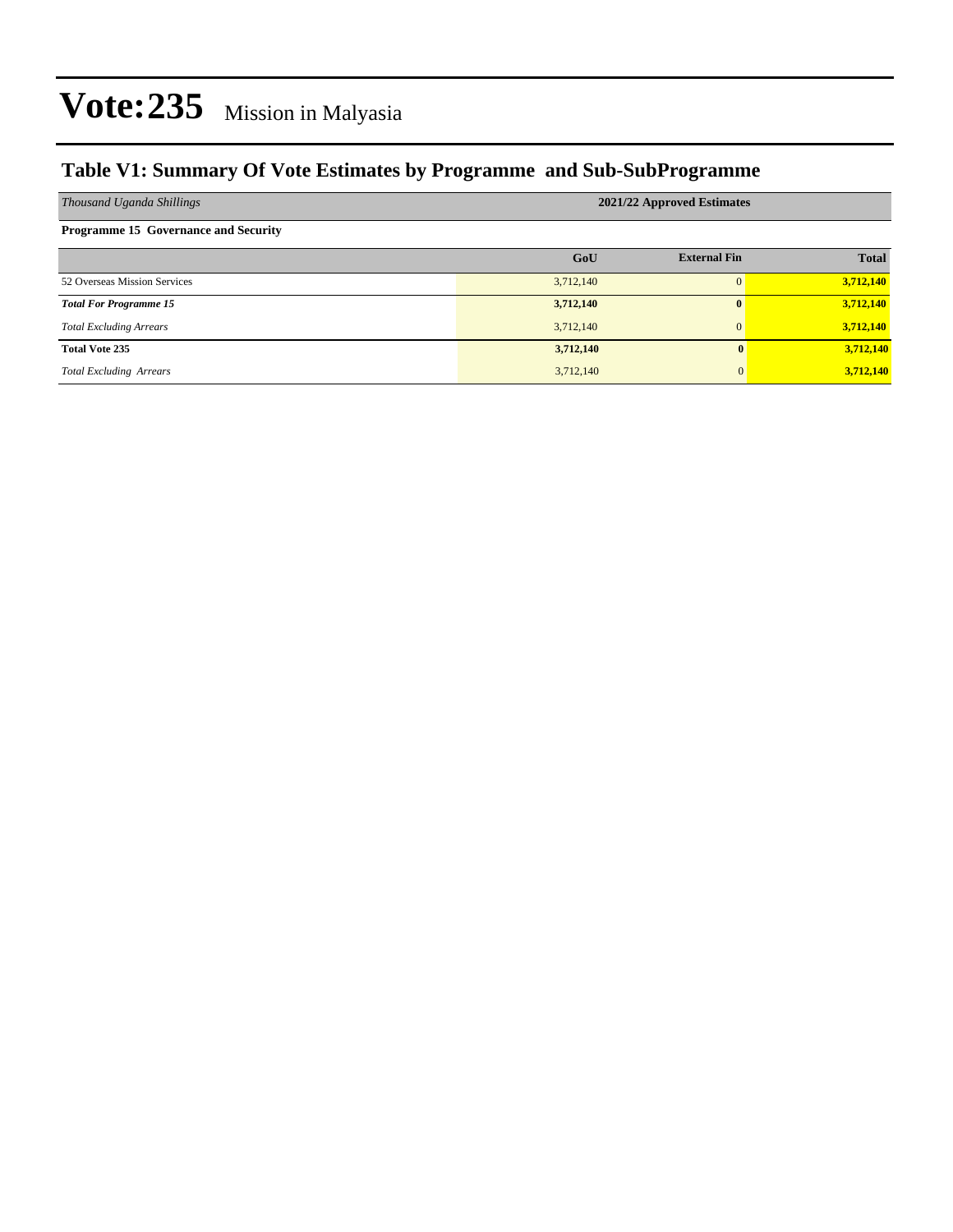# Vote:235 Mission in Malyasia

## Table V1: Summary Of Vote Estimates by Programme and Sub-SubProgramme

| *Thousand Uganda Shillings* | 2021/22 Approved Estimates | | |
|---|---|---|---|
| **Programme 15 Governance and Security** | | | |
| | **GoU** | **External Fin** | **Total** |
| 52 Overseas Mission Services | 3,712,140 | 0 | **3,712,140** |
| ***Total For Programme 15*** | **3,712,140** | **0** | **3,712,140** |
| *Total Excluding Arrears* | 3,712,140 | 0 | **3,712,140** |
| **Total Vote 235** | **3,712,140** | **0** | **3,712,140** |
| *Total Excluding Arrears* | 3,712,140 | 0 | **3,712,140** |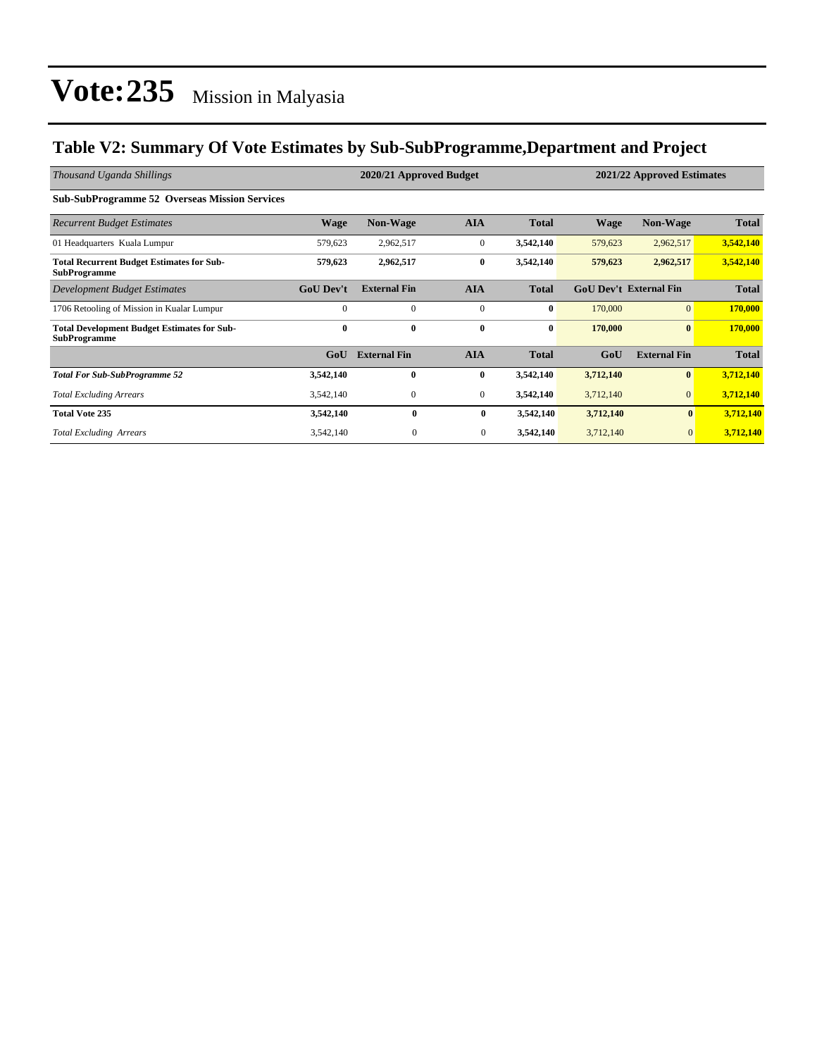# Vote:235 Mission in Malyasia

## Table V2: Summary Of Vote Estimates by Sub-SubProgramme,Department and Project

| *Thousand Uganda Shillings* | 2020/21 Approved Budget | | | | 2021/22 Approved Estimates | | |
|---|---|---|---|---|---|---|---|
| **Sub-SubProgramme 52 Overseas Mission Services** | | | | | | | |
| *Recurrent Budget Estimates* | **Wage** | **Non-Wage** | **AIA** | **Total** | **Wage** | **Non-Wage** | **Total** |
| 01 Headquarters Kuala Lumpur | 579,623 | 2,962,517 | 0 | **3,542,140** | 579,623 | 2,962,517 | **3,542,140** |
| **Total Recurrent Budget Estimates for Sub-SubProgramme** | **579,623** | **2,962,517** | **0** | **3,542,140** | **579,623** | **2,962,517** | **3,542,140** |
| *Development Budget Estimates* | **GoU Dev't** | **External Fin** | **AIA** | **Total** | **GoU Dev't** | **External Fin** | **Total** |
| 1706 Retooling of Mission in Kualar Lumpur | 0 | 0 | 0 | **0** | 170,000 | 0 | **170,000** |
| **Total Development Budget Estimates for Sub-SubProgramme** | **0** | **0** | **0** | **0** | **170,000** | **0** | **170,000** |
| | **GoU** | **External Fin** | **AIA** | **Total** | **GoU** | **External Fin** | **Total** |
| ***Total For Sub-SubProgramme 52*** | **3,542,140** | **0** | **0** | **3,542,140** | **3,712,140** | **0** | **3,712,140** |
| *Total Excluding Arrears* | 3,542,140 | 0 | 0 | **3,542,140** | 3,712,140 | 0 | **3,712,140** |
| **Total Vote 235** | **3,542,140** | **0** | **0** | **3,542,140** | **3,712,140** | **0** | **3,712,140** |
| *Total Excluding Arrears* | 3,542,140 | 0 | 0 | **3,542,140** | 3,712,140 | 0 | **3,712,140** |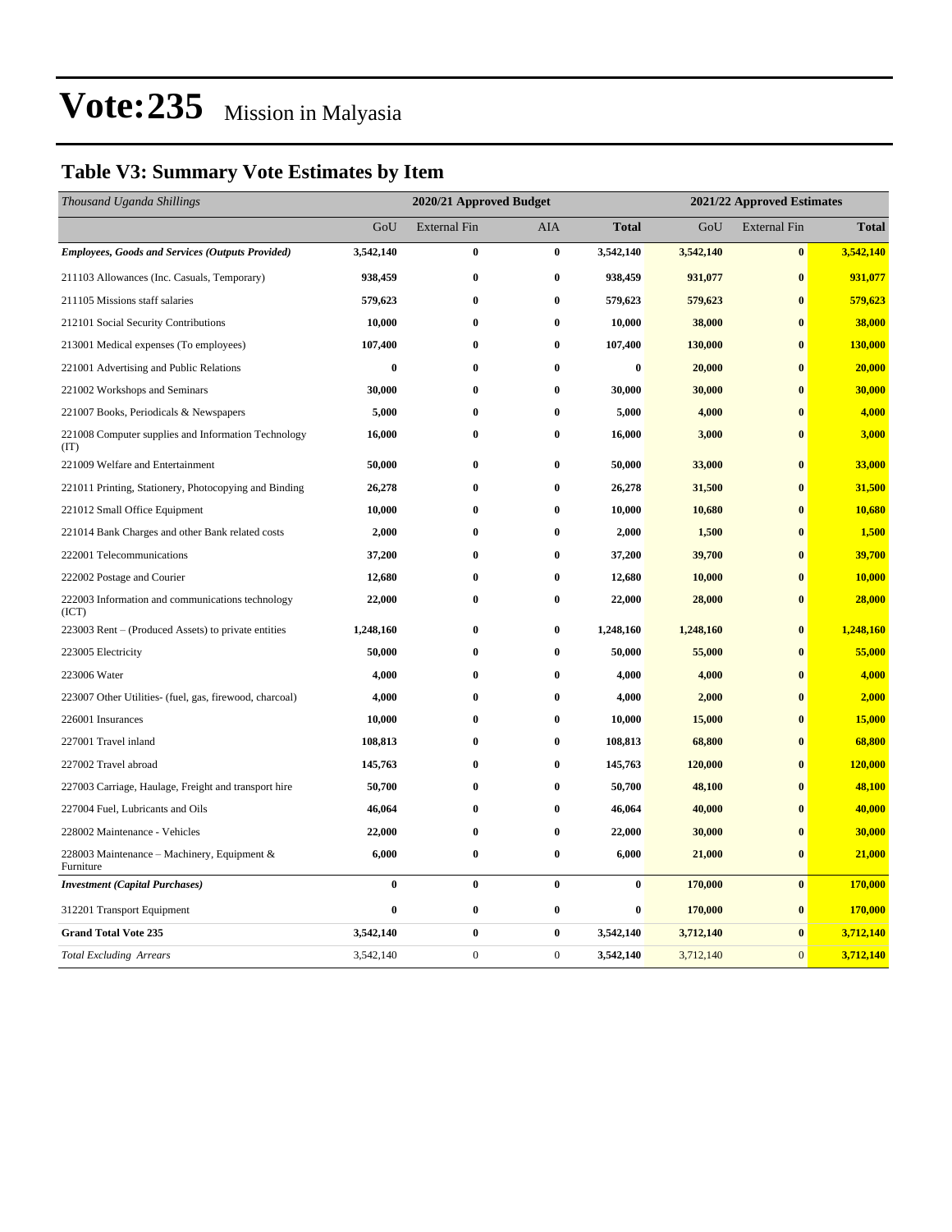# Vote:235 Mission in Malyasia

## Table V3: Summary Vote Estimates by Item

| *Thousand Uganda Shillings* | 2020/21 Approved Budget | | | | 2021/22 Approved Estimates | | |
|---|---|---|---|---|---|---|---|
| | GoU | External Fin | AIA | **Total** | GoU | External Fin | **Total** |
| ***Employees, Goods and Services (Outputs Provided)*** | **3,542,140** | **0** | **0** | **3,542,140** | **3,542,140** | **0** | **3,542,140** |
| 211103 Allowances (Inc. Casuals, Temporary) | **938,459** | **0** | **0** | **938,459** | **931,077** | **0** | **931,077** |
| 211105 Missions staff salaries | **579,623** | **0** | **0** | **579,623** | **579,623** | **0** | **579,623** |
| 212101 Social Security Contributions | **10,000** | **0** | **0** | **10,000** | **38,000** | **0** | **38,000** |
| 213001 Medical expenses (To employees) | **107,400** | **0** | **0** | **107,400** | **130,000** | **0** | **130,000** |
| 221001 Advertising and Public Relations | **0** | **0** | **0** | **0** | **20,000** | **0** | **20,000** |
| 221002 Workshops and Seminars | **30,000** | **0** | **0** | **30,000** | **30,000** | **0** | **30,000** |
| 221007 Books, Periodicals & Newspapers | **5,000** | **0** | **0** | **5,000** | **4,000** | **0** | **4,000** |
| 221008 Computer supplies and Information Technology (IT) | **16,000** | **0** | **0** | **16,000** | **3,000** | **0** | **3,000** |
| 221009 Welfare and Entertainment | **50,000** | **0** | **0** | **50,000** | **33,000** | **0** | **33,000** |
| 221011 Printing, Stationery, Photocopying and Binding | **26,278** | **0** | **0** | **26,278** | **31,500** | **0** | **31,500** |
| 221012 Small Office Equipment | **10,000** | **0** | **0** | **10,000** | **10,680** | **0** | **10,680** |
| 221014 Bank Charges and other Bank related costs | **2,000** | **0** | **0** | **2,000** | **1,500** | **0** | **1,500** |
| 222001 Telecommunications | **37,200** | **0** | **0** | **37,200** | **39,700** | **0** | **39,700** |
| 222002 Postage and Courier | **12,680** | **0** | **0** | **12,680** | **10,000** | **0** | **10,000** |
| 222003 Information and communications technology (ICT) | **22,000** | **0** | **0** | **22,000** | **28,000** | **0** | **28,000** |
| 223003 Rent – (Produced Assets) to private entities | **1,248,160** | **0** | **0** | **1,248,160** | **1,248,160** | **0** | **1,248,160** |
| 223005 Electricity | **50,000** | **0** | **0** | **50,000** | **55,000** | **0** | **55,000** |
| 223006 Water | **4,000** | **0** | **0** | **4,000** | **4,000** | **0** | **4,000** |
| 223007 Other Utilities- (fuel, gas, firewood, charcoal) | **4,000** | **0** | **0** | **4,000** | **2,000** | **0** | **2,000** |
| 226001 Insurances | **10,000** | **0** | **0** | **10,000** | **15,000** | **0** | **15,000** |
| 227001 Travel inland | **108,813** | **0** | **0** | **108,813** | **68,800** | **0** | **68,800** |
| 227002 Travel abroad | **145,763** | **0** | **0** | **145,763** | **120,000** | **0** | **120,000** |
| 227003 Carriage, Haulage, Freight and transport hire | **50,700** | **0** | **0** | **50,700** | **48,100** | **0** | **48,100** |
| 227004 Fuel, Lubricants and Oils | **46,064** | **0** | **0** | **46,064** | **40,000** | **0** | **40,000** |
| 228002 Maintenance - Vehicles | **22,000** | **0** | **0** | **22,000** | **30,000** | **0** | **30,000** |
| 228003 Maintenance – Machinery, Equipment & Furniture | **6,000** | **0** | **0** | **6,000** | **21,000** | **0** | **21,000** |
| ***Investment (Capital Purchases)*** | **0** | **0** | **0** | **0** | **170,000** | **0** | **170,000** |
| 312201 Transport Equipment | **0** | **0** | **0** | **0** | **170,000** | **0** | **170,000** |
| **Grand Total Vote 235** | **3,542,140** | **0** | **0** | **3,542,140** | **3,712,140** | **0** | **3,712,140** |
| *Total Excluding Arrears* | 3,542,140 | 0 | 0 | **3,542,140** | 3,712,140 | 0 | **3,712,140** |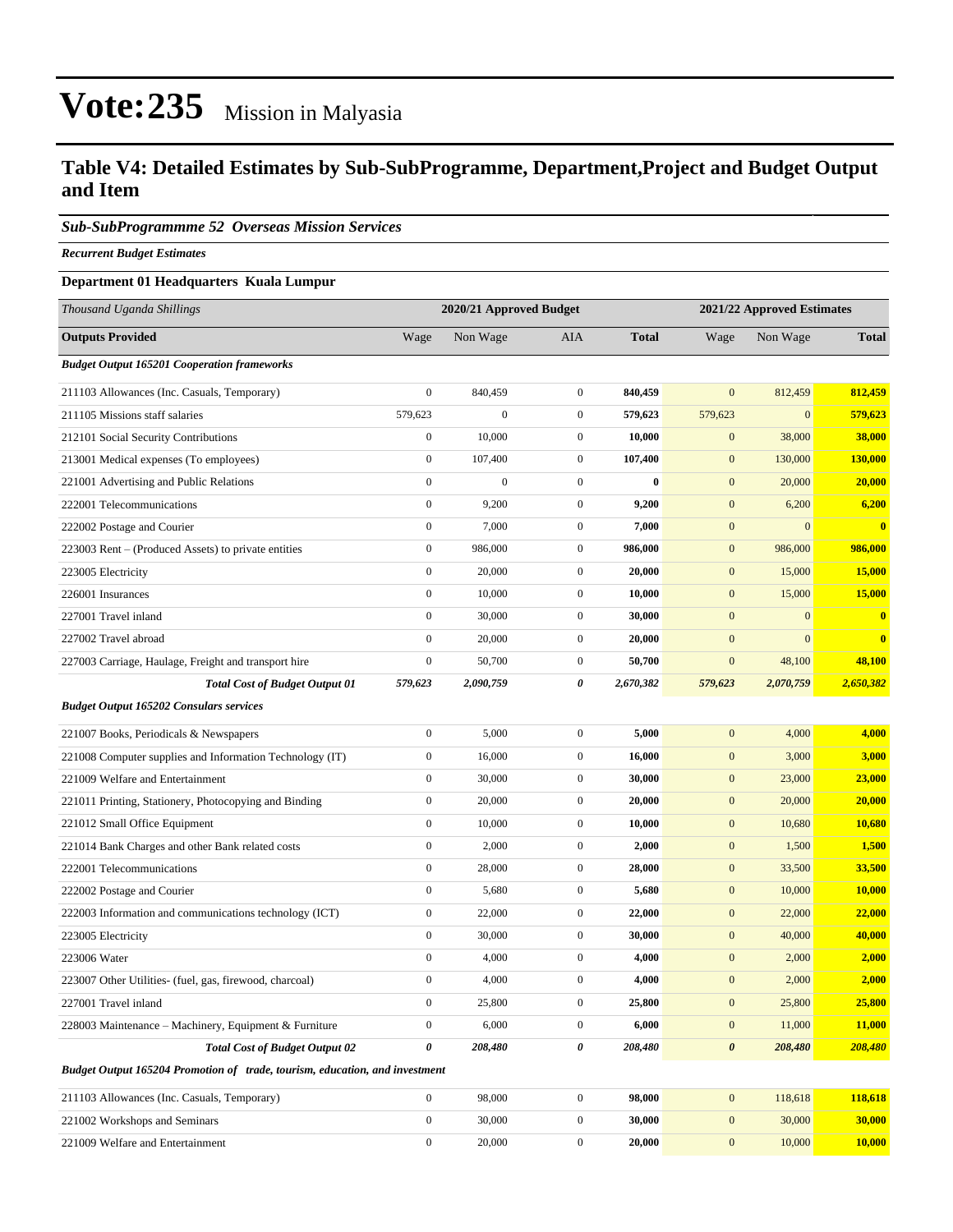# Vote:235 Mission in Malyasia

## Table V4: Detailed Estimates by Sub-SubProgramme, Department,Project and Budget Output and Item

### *Sub-SubProgrammme 52 Overseas Mission Services*

***Recurrent Budget Estimates***

**Department 01 Headquarters Kuala Lumpur**

| *Thousand Uganda Shillings* | 2020/21 Approved Budget | | | | 2021/22 Approved Estimates | | |
|---|---|---|---|---|---|---|---|
| **Outputs Provided** | Wage | Non Wage | AIA | **Total** | Wage | Non Wage | **Total** |
| ***Budget Output 165201 Cooperation frameworks*** | | | | | | | |
| 211103 Allowances (Inc. Casuals, Temporary) | 0 | 840,459 | 0 | **840,459** | 0 | 812,459 | **812,459** |
| 211105 Missions staff salaries | 579,623 | 0 | 0 | **579,623** | 579,623 | 0 | **579,623** |
| 212101 Social Security Contributions | 0 | 10,000 | 0 | **10,000** | 0 | 38,000 | **38,000** |
| 213001 Medical expenses (To employees) | 0 | 107,400 | 0 | **107,400** | 0 | 130,000 | **130,000** |
| 221001 Advertising and Public Relations | 0 | 0 | 0 | **0** | 0 | 20,000 | **20,000** |
| 222001 Telecommunications | 0 | 9,200 | 0 | **9,200** | 0 | 6,200 | **6,200** |
| 222002 Postage and Courier | 0 | 7,000 | 0 | **7,000** | 0 | 0 | **0** |
| 223003 Rent – (Produced Assets) to private entities | 0 | 986,000 | 0 | **986,000** | 0 | 986,000 | **986,000** |
| 223005 Electricity | 0 | 20,000 | 0 | **20,000** | 0 | 15,000 | **15,000** |
| 226001 Insurances | 0 | 10,000 | 0 | **10,000** | 0 | 15,000 | **15,000** |
| 227001 Travel inland | 0 | 30,000 | 0 | **30,000** | 0 | 0 | **0** |
| 227002 Travel abroad | 0 | 20,000 | 0 | **20,000** | 0 | 0 | **0** |
| 227003 Carriage, Haulage, Freight and transport hire | 0 | 50,700 | 0 | **50,700** | 0 | 48,100 | **48,100** |
| ***Total Cost of Budget Output 01*** | ***579,623*** | ***2,090,759*** | ***0*** | ***2,670,382*** | ***579,623*** | ***2,070,759*** | ***2,650,382*** |
| ***Budget Output 165202 Consulars services*** | | | | | | | |
| 221007 Books, Periodicals & Newspapers | 0 | 5,000 | 0 | **5,000** | 0 | 4,000 | **4,000** |
| 221008 Computer supplies and Information Technology (IT) | 0 | 16,000 | 0 | **16,000** | 0 | 3,000 | **3,000** |
| 221009 Welfare and Entertainment | 0 | 30,000 | 0 | **30,000** | 0 | 23,000 | **23,000** |
| 221011 Printing, Stationery, Photocopying and Binding | 0 | 20,000 | 0 | **20,000** | 0 | 20,000 | **20,000** |
| 221012 Small Office Equipment | 0 | 10,000 | 0 | **10,000** | 0 | 10,680 | **10,680** |
| 221014 Bank Charges and other Bank related costs | 0 | 2,000 | 0 | **2,000** | 0 | 1,500 | **1,500** |
| 222001 Telecommunications | 0 | 28,000 | 0 | **28,000** | 0 | 33,500 | **33,500** |
| 222002 Postage and Courier | 0 | 5,680 | 0 | **5,680** | 0 | 10,000 | **10,000** |
| 222003 Information and communications technology (ICT) | 0 | 22,000 | 0 | **22,000** | 0 | 22,000 | **22,000** |
| 223005 Electricity | 0 | 30,000 | 0 | **30,000** | 0 | 40,000 | **40,000** |
| 223006 Water | 0 | 4,000 | 0 | **4,000** | 0 | 2,000 | **2,000** |
| 223007 Other Utilities- (fuel, gas, firewood, charcoal) | 0 | 4,000 | 0 | **4,000** | 0 | 2,000 | **2,000** |
| 227001 Travel inland | 0 | 25,800 | 0 | **25,800** | 0 | 25,800 | **25,800** |
| 228003 Maintenance – Machinery, Equipment & Furniture | 0 | 6,000 | 0 | **6,000** | 0 | 11,000 | **11,000** |
| ***Total Cost of Budget Output 02*** | ***0*** | ***208,480*** | ***0*** | ***208,480*** | ***0*** | ***208,480*** | ***208,480*** |
| ***Budget Output 165204 Promotion of trade, tourism, education, and investment*** | | | | | | | |
| 211103 Allowances (Inc. Casuals, Temporary) | 0 | 98,000 | 0 | **98,000** | 0 | 118,618 | **118,618** |
| 221002 Workshops and Seminars | 0 | 30,000 | 0 | **30,000** | 0 | 30,000 | **30,000** |
| 221009 Welfare and Entertainment | 0 | 20,000 | 0 | **20,000** | 0 | 10,000 | **10,000** |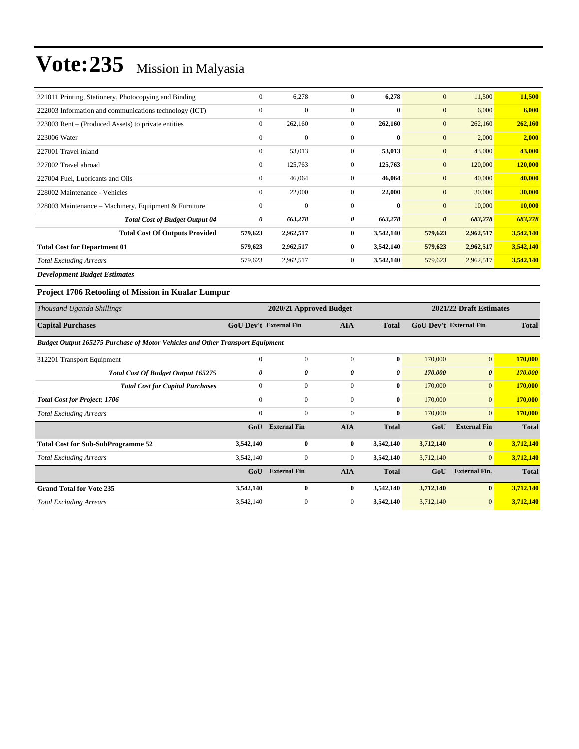# Vote:235 Mission in Malyasia

| | | | | | | | |
|---|---|---|---|---|---|---|---|
| 221011 Printing, Stationery, Photocopying and Binding | 0 | 6,278 | 0 | **6,278** | 0 | 11,500 | **11,500** |
| 222003 Information and communications technology (ICT) | 0 | 0 | 0 | **0** | 0 | 6,000 | **6,000** |
| 223003 Rent – (Produced Assets) to private entities | 0 | 262,160 | 0 | **262,160** | 0 | 262,160 | **262,160** |
| 223006 Water | 0 | 0 | 0 | **0** | 0 | 2,000 | **2,000** |
| 227001 Travel inland | 0 | 53,013 | 0 | **53,013** | 0 | 43,000 | **43,000** |
| 227002 Travel abroad | 0 | 125,763 | 0 | **125,763** | 0 | 120,000 | **120,000** |
| 227004 Fuel, Lubricants and Oils | 0 | 46,064 | 0 | **46,064** | 0 | 40,000 | **40,000** |
| 228002 Maintenance - Vehicles | 0 | 22,000 | 0 | **22,000** | 0 | 30,000 | **30,000** |
| 228003 Maintenance – Machinery, Equipment & Furniture | 0 | 0 | 0 | **0** | 0 | 10,000 | **10,000** |
| ***Total Cost of Budget Output 04*** | ***0*** | ***663,278*** | ***0*** | ***663,278*** | ***0*** | ***683,278*** | ***683,278*** |
| **Total Cost Of Outputs Provided** | **579,623** | **2,962,517** | **0** | **3,542,140** | **579,623** | **2,962,517** | **3,542,140** |
| **Total Cost for Department 01** | **579,623** | **2,962,517** | **0** | **3,542,140** | **579,623** | **2,962,517** | **3,542,140** |
| *Total Excluding Arrears* | 579,623 | 2,962,517 | 0 | **3,542,140** | 579,623 | 2,962,517 | **3,542,140** |

***Development Budget Estimates***

### Project 1706 Retooling of Mission in Kualar Lumpur

| *Thousand Uganda Shillings* | 2020/21 Approved Budget | | | | 2021/22 Draft Estimates | | |
|---|---|---|---|---|---|---|---|
| **Capital Purchases** | **GoU Dev't** | **External Fin** | **AIA** | **Total** | **GoU Dev't** | **External Fin** | **Total** |
| ***Budget Output 165275 Purchase of Motor Vehicles and Other Transport Equipment*** | | | | | | | |
| 312201 Transport Equipment | 0 | 0 | 0 | **0** | 170,000 | 0 | **170,000** |
| ***Total Cost Of Budget Output 165275*** | ***0*** | ***0*** | ***0*** | ***0*** | ***170,000*** | ***0*** | ***170,000*** |
| ***Total Cost for Capital Purchases*** | 0 | 0 | 0 | **0** | 170,000 | 0 | **170,000** |
| ***Total Cost for Project: 1706*** | 0 | 0 | 0 | **0** | 170,000 | 0 | **170,000** |
| *Total Excluding Arrears* | 0 | 0 | 0 | **0** | 170,000 | 0 | **170,000** |
| | **GoU** | **External Fin** | **AIA** | **Total** | **GoU** | **External Fin** | **Total** |
| **Total Cost for Sub-SubProgramme 52** | **3,542,140** | **0** | **0** | **3,542,140** | **3,712,140** | **0** | **3,712,140** |
| *Total Excluding Arrears* | 3,542,140 | 0 | 0 | **3,542,140** | 3,712,140 | 0 | **3,712,140** |
| | **GoU** | **External Fin** | **AIA** | **Total** | **GoU** | **External Fin.** | **Total** |
| **Grand Total for Vote 235** | **3,542,140** | **0** | **0** | **3,542,140** | **3,712,140** | **0** | **3,712,140** |
| *Total Excluding Arrears* | 3,542,140 | 0 | 0 | **3,542,140** | 3,712,140 | 0 | **3,712,140** |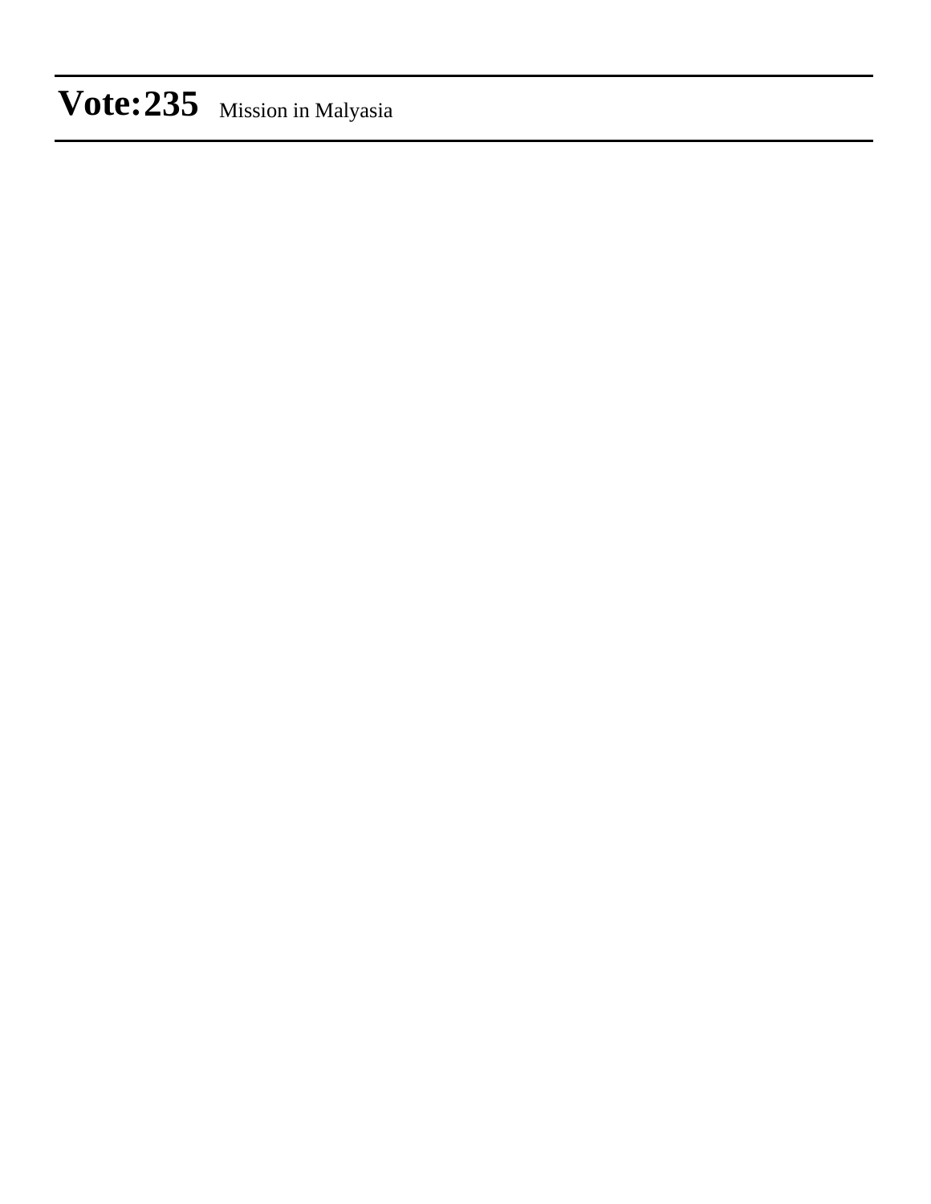# Vote:235 Mission in Malyasia